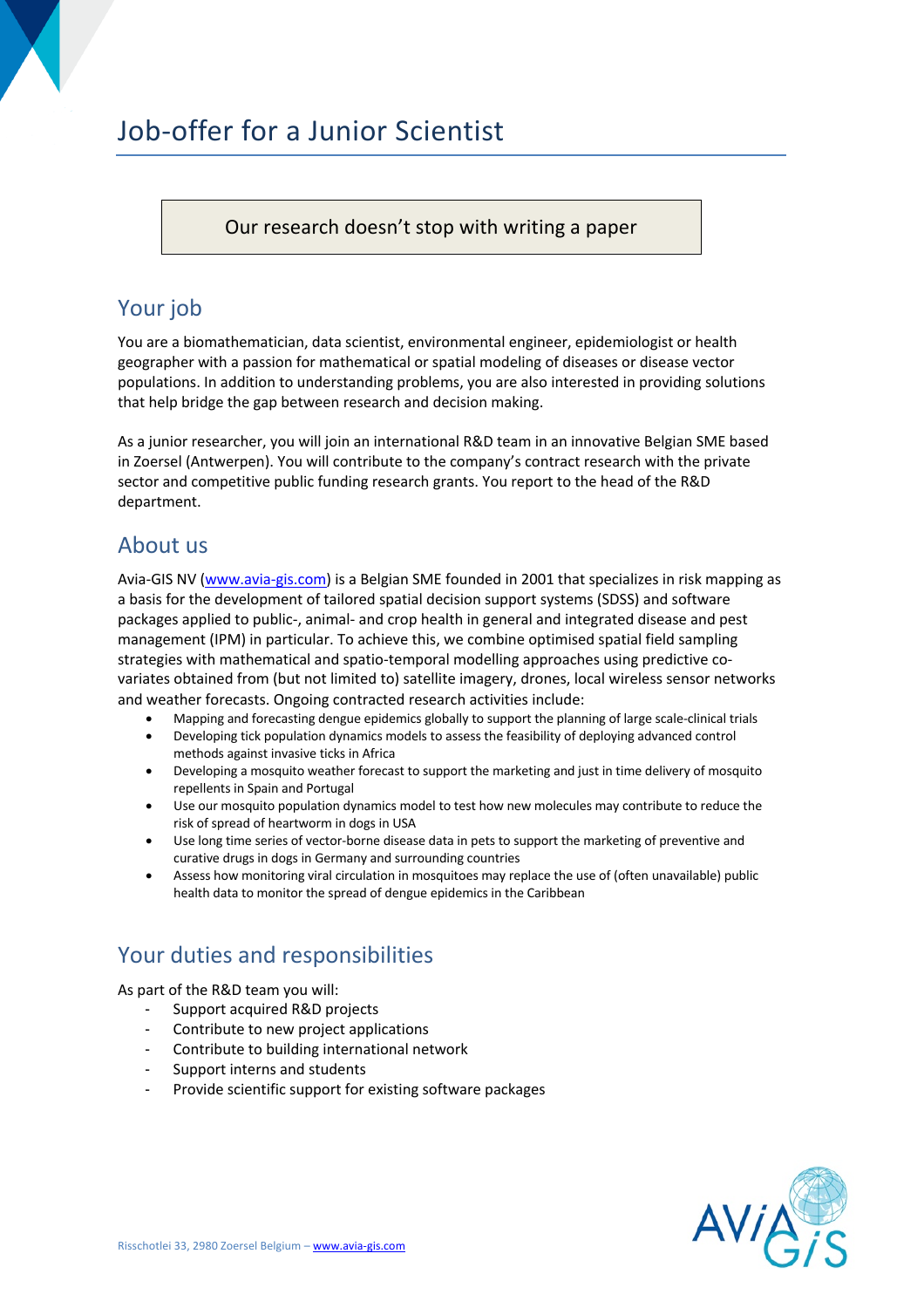# Job-offer for a Junior Scientist

Our research doesn't stop with writing a paper

## Your job

You are a biomathematician, data scientist, environmental engineer, epidemiologist or health geographer with a passion for mathematical or spatial modeling of diseases or disease vector populations. In addition to understanding problems, you are also interested in providing solutions that help bridge the gap between research and decision making.

As a junior researcher, you will join an international R&D team in an innovative Belgian SME based in Zoersel (Antwerpen). You will contribute to the company's contract research with the private sector and competitive public funding research grants. You report to the head of the R&D department.

## About us

Avia-GIS NV ([www.avia-gis.com](www.avia-gis.com)) is a Belgian SME founded in 2001 that specializes in risk mapping as a basis for the development of tailored spatial decision support systems (SDSS) and software packages applied to public-, animal- and crop health in general and integrated disease and pest management (IPM) in particular. To achieve this, we combine optimised spatial field sampling strategies with mathematical and spatio-temporal modelling approaches using predictive co-variates obtained from (but not limited to) satellite imagery, drones, local wireless sensor networks and weather forecasts. Ongoing contracted research activities include:

- Mapping and forecasting dengue epidemics globally to support the planning of large scale-clinical trials
- Developing tick population dynamics models to assess the feasibility of deploying advanced control methods against invasive ticks in Africa
- Developing a mosquito weather forecast to support the marketing and just in time delivery of mosquito repellents in Spain and Portugal
- Use our mosquito population dynamics model to test how new molecules may contribute to reduce the risk of spread of heartworm in dogs in USA
- Use long time series of vector-borne disease data in pets to support the marketing of preventive and curative drugs in dogs in Germany and surrounding countries
- Assess how monitoring viral circulation in mosquitoes may replace the use of (often unavailable) public health data to monitor the spread of dengue epidemics in the Caribbean

## Your duties and responsibilities

As part of the R&D team you will:

- Support acquired R&D projects
- Contribute to new project applications
- Contribute to building international network
- Support interns and students
- Provide scientific support for existing software packages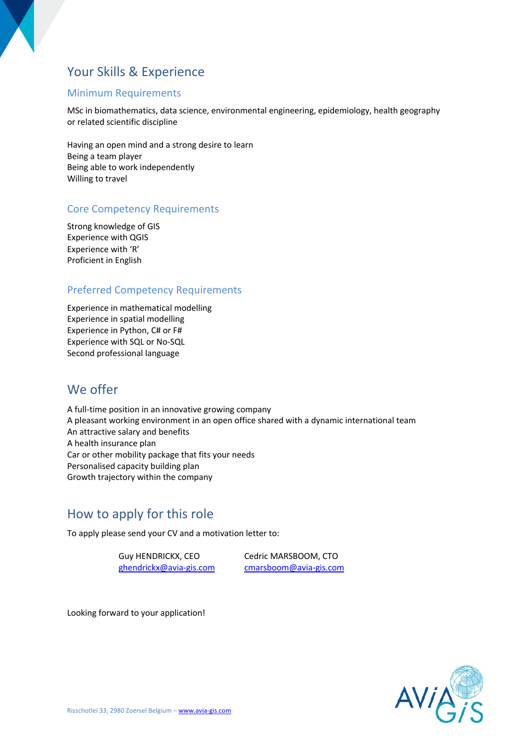## Your Skills & Experience

### Minimum Requirements

MSc in biomathematics, data science, environmental engineering, epidemiology, health geography or related scientific discipline

Having an open mind and a strong desire to learn
Being a team player
Being able to work independently
Willing to travel

### Core Competency Requirements

Strong knowledge of GIS
Experience with QGIS
Experience with 'R'
Proficient in English

### Preferred Competency Requirements

Experience in mathematical modelling
Experience in spatial modelling
Experience in Python, C# or F#
Experience with SQL or No-SQL
Second professional language

## We offer

A full-time position in an innovative growing company
A pleasant working environment in an open office shared with a dynamic international team
An attractive salary and benefits
A health insurance plan
Car or other mobility package that fits your needs
Personalised capacity building plan
Growth trajectory within the company

## How to apply for this role

To apply please send your CV and a motivation letter to:

Guy HENDRICKX, CEO
ghendrickx@avia-gis.com

Cedric MARSBOOM, CTO
cmarsboom@avia-gis.com

Looking forward to your application!

Risschotlei 33, 2980 Zoersel Belgium – www.avia-gis.com